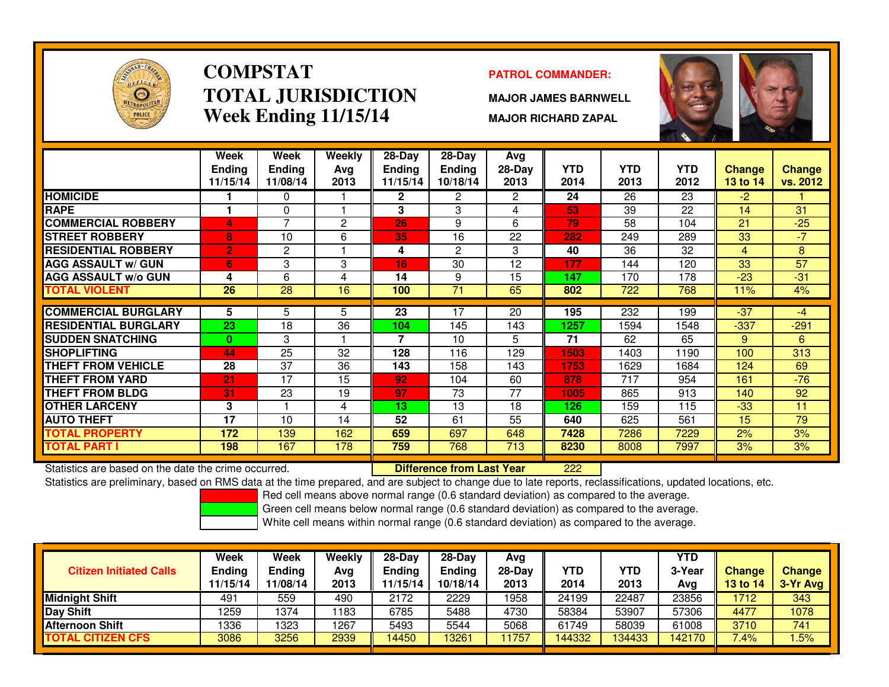# COMPSTAT
# TOTAL JURISDICTION
## Week Ending 11/15/14

**PATROL COMMANDER:**

**MAJOR JAMES BARNWELL**

**MAJOR RICHARD ZAPAL**

| | Week Ending 11/15/14 | Week Ending 11/08/14 | Weekly Avg 2013 | 28-Day Ending 11/15/14 | 28-Day Ending 10/18/14 | Avg 28-Day 2013 | YTD 2014 | YTD 2013 | YTD 2012 | Change 13 to 14 | Change vs. 2012 |
|---|---|---|---|---|---|---|---|---|---|---|---|
| HOMICIDE | 1 | 0 | 1 | 2 | 2 | 2 | 24 | 26 | 23 | -2 | 1 |
| RAPE | 1 | 0 | 1 | 3 | 3 | 4 | 53 | 39 | 22 | 14 | 31 |
| COMMERCIAL ROBBERY | 4 | 7 | 2 | 26 | 9 | 6 | 79 | 58 | 104 | 21 | -25 |
| STREET ROBBERY | 8 | 10 | 6 | 35 | 16 | 22 | 282 | 249 | 289 | 33 | -7 |
| RESIDENTIAL ROBBERY | 2 | 2 | 1 | 4 | 2 | 3 | 40 | 36 | 32 | 4 | 8 |
| AGG ASSAULT w/ GUN | 6 | 3 | 3 | 16 | 30 | 12 | 177 | 144 | 120 | 33 | 57 |
| AGG ASSAULT w/o GUN | 4 | 6 | 4 | 14 | 9 | 15 | 147 | 170 | 178 | -23 | -31 |
| TOTAL VIOLENT | 26 | 28 | 16 | 100 | 71 | 65 | 802 | 722 | 768 | 11% | 4% |
| COMMERCIAL BURGLARY | 5 | 5 | 5 | 23 | 17 | 20 | 195 | 232 | 199 | -37 | -4 |
| RESIDENTIAL BURGLARY | 23 | 18 | 36 | 104 | 145 | 143 | 1257 | 1594 | 1548 | -337 | -291 |
| SUDDEN SNATCHING | 0 | 3 | 1 | 7 | 10 | 5 | 71 | 62 | 65 | 9 | 6 |
| SHOPLIFTING | 44 | 25 | 32 | 128 | 116 | 129 | 1503 | 1403 | 1190 | 100 | 313 |
| THEFT FROM VEHICLE | 28 | 37 | 36 | 143 | 158 | 143 | 1753 | 1629 | 1684 | 124 | 69 |
| THEFT FROM YARD | 21 | 17 | 15 | 92 | 104 | 60 | 878 | 717 | 954 | 161 | -76 |
| THEFT FROM BLDG | 31 | 23 | 19 | 97 | 73 | 77 | 1005 | 865 | 913 | 140 | 92 |
| OTHER LARCENY | 3 | 1 | 4 | 13 | 13 | 18 | 126 | 159 | 115 | -33 | 11 |
| AUTO THEFT | 17 | 10 | 14 | 52 | 61 | 55 | 640 | 625 | 561 | 15 | 79 |
| TOTAL PROPERTY | 172 | 139 | 162 | 659 | 697 | 648 | 7428 | 7286 | 7229 | 2% | 3% |
| TOTAL PART I | 198 | 167 | 178 | 759 | 768 | 713 | 8230 | 8008 | 7997 | 3% | 3% |

Statistics are based on the date the crime occurred. **Difference from Last Year** 222

Statistics are preliminary, based on RMS data at the time prepared, and are subject to change due to late reports, reclassifications, updated locations, etc.

Red cell means above normal range (0.6 standard deviation) as compared to the average.
Green cell means below normal range (0.6 standard deviation) as compared to the average.
White cell means within normal range (0.6 standard deviation) as compared to the average.

| Citizen Initiated Calls | Week Ending 11/15/14 | Week Ending 11/08/14 | Weekly Avg 2013 | 28-Day Ending 11/15/14 | 28-Day Ending 10/18/14 | Avg 28-Day 2013 | YTD 2014 | YTD 2013 | YTD 3-Year Avg | Change 13 to 14 | Change 3-Yr Avg |
|---|---|---|---|---|---|---|---|---|---|---|---|
| Midnight Shift | 491 | 559 | 490 | 2172 | 2229 | 1958 | 24199 | 22487 | 23856 | 1712 | 343 |
| Day Shift | 1259 | 1374 | 1183 | 6785 | 5488 | 4730 | 58384 | 53907 | 57306 | 4477 | 1078 |
| Afternoon Shift | 1336 | 1323 | 1267 | 5493 | 5544 | 5068 | 61749 | 58039 | 61008 | 3710 | 741 |
| TOTAL CITIZEN CFS | 3086 | 3256 | 2939 | 14450 | 13261 | 11757 | 144332 | 134433 | 142170 | 7.4% | 1.5% |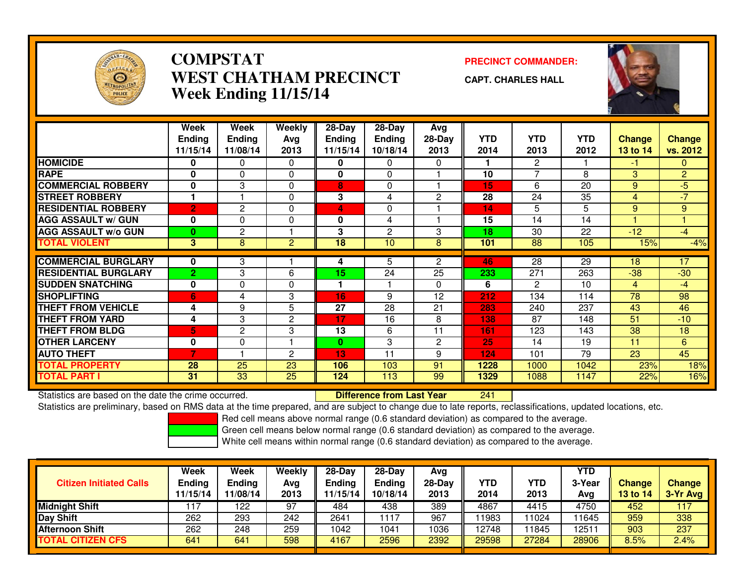# COMPSTAT
# WEST CHATHAM PRECINCT
## Week Ending 11/15/14

**PRECINCT COMMANDER:**
**CAPT. CHARLES HALL**

| | Week Ending 11/15/14 | Week Ending 11/08/14 | Weekly Avg 2013 | 28-Day Ending 11/15/14 | 28-Day Ending 10/18/14 | Avg 28-Day 2013 | YTD 2014 | YTD 2013 | YTD 2012 | Change 13 to 14 | Change vs. 2012 |
|---|---|---|---|---|---|---|---|---|---|---|---|
| HOMICIDE | 0 | 0 | 0 | 0 | 0 | 0 | 1 | 2 | 1 | -1 | 0 |
| RAPE | 0 | 0 | 0 | 0 | 0 | 1 | 10 | 7 | 8 | 3 | 2 |
| COMMERCIAL ROBBERY | 0 | 3 | 0 | 8 | 0 | 1 | 15 | 6 | 20 | 9 | -5 |
| STREET ROBBERY | 1 | 1 | 0 | 3 | 4 | 2 | 28 | 24 | 35 | 4 | -7 |
| RESIDENTIAL ROBBERY | 2 | 2 | 0 | 4 | 0 | 1 | 14 | 5 | 5 | 9 | 9 |
| AGG ASSAULT w/ GUN | 0 | 0 | 0 | 0 | 4 | 1 | 15 | 14 | 14 | 1 | 1 |
| AGG ASSAULT w/o GUN | 0 | 2 | 1 | 3 | 2 | 3 | 18 | 30 | 22 | -12 | -4 |
| TOTAL VIOLENT | 3 | 8 | 2 | 18 | 10 | 8 | 101 | 88 | 105 | 15% | -4% |
| COMMERCIAL BURGLARY | 0 | 3 | 1 | 4 | 5 | 2 | 46 | 28 | 29 | 18 | 17 |
| RESIDENTIAL BURGLARY | 2 | 3 | 6 | 15 | 24 | 25 | 233 | 271 | 263 | -38 | -30 |
| SUDDEN SNATCHING | 0 | 0 | 0 | 1 | 1 | 0 | 6 | 2 | 10 | 4 | -4 |
| SHOPLIFTING | 6 | 4 | 3 | 16 | 9 | 12 | 212 | 134 | 114 | 78 | 98 |
| THEFT FROM VEHICLE | 4 | 9 | 5 | 27 | 28 | 21 | 283 | 240 | 237 | 43 | 46 |
| THEFT FROM YARD | 4 | 3 | 2 | 17 | 16 | 8 | 138 | 87 | 148 | 51 | -10 |
| THEFT FROM BLDG | 5 | 2 | 3 | 13 | 6 | 11 | 161 | 123 | 143 | 38 | 18 |
| OTHER LARCENY | 0 | 0 | 1 | 0 | 3 | 2 | 25 | 14 | 19 | 11 | 6 |
| AUTO THEFT | 7 | 1 | 2 | 13 | 11 | 9 | 124 | 101 | 79 | 23 | 45 |
| TOTAL PROPERTY | 28 | 25 | 23 | 106 | 103 | 91 | 1228 | 1000 | 1042 | 23% | 18% |
| TOTAL PART I | 31 | 33 | 25 | 124 | 113 | 99 | 1329 | 1088 | 1147 | 22% | 16% |

Statistics are based on the date the crime occurred. **Difference from Last Year** 241

Statistics are preliminary, based on RMS data at the time prepared, and are subject to change due to late reports, reclassifications, updated locations, etc.

Red cell means above normal range (0.6 standard deviation) as compared to the average.
Green cell means below normal range (0.6 standard deviation) as compared to the average.
White cell means within normal range (0.6 standard deviation) as compared to the average.

| Citizen Initiated Calls | Week Ending 11/15/14 | Week Ending 11/08/14 | Weekly Avg 2013 | 28-Day Ending 11/15/14 | 28-Day Ending 10/18/14 | Avg 28-Day 2013 | YTD 2014 | YTD 2013 | YTD 3-Year Avg | Change 13 to 14 | Change 3-Yr Avg |
|---|---|---|---|---|---|---|---|---|---|---|---|
| Midnight Shift | 117 | 122 | 97 | 484 | 438 | 389 | 4867 | 4415 | 4750 | 452 | 117 |
| Day Shift | 262 | 293 | 242 | 2641 | 1117 | 967 | 11983 | 11024 | 11645 | 959 | 338 |
| Afternoon Shift | 262 | 248 | 259 | 1042 | 1041 | 1036 | 12748 | 11845 | 12511 | 903 | 237 |
| TOTAL CITIZEN CFS | 641 | 641 | 598 | 4167 | 2596 | 2392 | 29598 | 27284 | 28906 | 8.5% | 2.4% |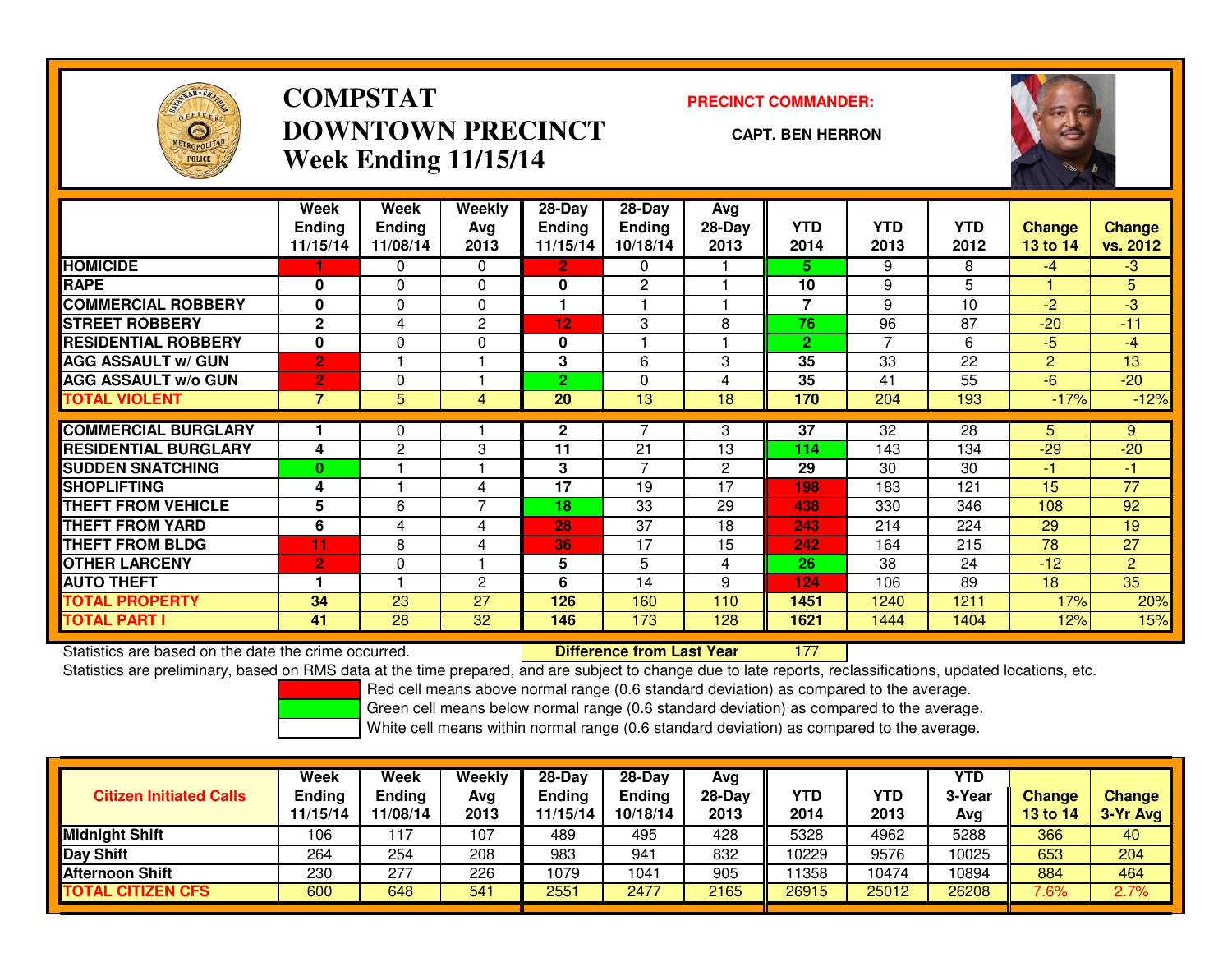# COMPSTAT
# DOWNTOWN PRECINCT
## Week Ending 11/15/14

**PRECINCT COMMANDER:**

**CAPT. BEN HERRON**

| | Week Ending 11/15/14 | Week Ending 11/08/14 | Weekly Avg 2013 | 28-Day Ending 11/15/14 | 28-Day Ending 10/18/14 | Avg 28-Day 2013 | YTD 2014 | YTD 2013 | YTD 2012 | Change 13 to 14 | Change vs. 2012 |
|---|---|---|---|---|---|---|---|---|---|---|---|
| HOMICIDE | 1 | 0 | 0 | 2 | 0 | 1 | 5 | 9 | 8 | -4 | -3 |
| RAPE | 0 | 0 | 0 | 0 | 2 | 1 | 10 | 9 | 5 | 1 | 5 |
| COMMERCIAL ROBBERY | 0 | 0 | 0 | 1 | 1 | 1 | 7 | 9 | 10 | -2 | -3 |
| STREET ROBBERY | 2 | 4 | 2 | 12 | 3 | 8 | 76 | 96 | 87 | -20 | -11 |
| RESIDENTIAL ROBBERY | 0 | 0 | 0 | 0 | 1 | 1 | 2 | 7 | 6 | -5 | -4 |
| AGG ASSAULT w/ GUN | 2 | 1 | 1 | 3 | 6 | 3 | 35 | 33 | 22 | 2 | 13 |
| AGG ASSAULT w/o GUN | 2 | 0 | 1 | 2 | 0 | 4 | 35 | 41 | 55 | -6 | -20 |
| TOTAL VIOLENT | 7 | 5 | 4 | 20 | 13 | 18 | 170 | 204 | 193 | -17% | -12% |
| COMMERCIAL BURGLARY | 1 | 0 | 1 | 2 | 7 | 3 | 37 | 32 | 28 | 5 | 9 |
| RESIDENTIAL BURGLARY | 4 | 2 | 3 | 11 | 21 | 13 | 114 | 143 | 134 | -29 | -20 |
| SUDDEN SNATCHING | 0 | 1 | 1 | 3 | 7 | 2 | 29 | 30 | 30 | -1 | -1 |
| SHOPLIFTING | 4 | 1 | 4 | 17 | 19 | 17 | 198 | 183 | 121 | 15 | 77 |
| THEFT FROM VEHICLE | 5 | 6 | 7 | 18 | 33 | 29 | 438 | 330 | 346 | 108 | 92 |
| THEFT FROM YARD | 6 | 4 | 4 | 28 | 37 | 18 | 243 | 214 | 224 | 29 | 19 |
| THEFT FROM BLDG | 11 | 8 | 4 | 36 | 17 | 15 | 242 | 164 | 215 | 78 | 27 |
| OTHER LARCENY | 2 | 0 | 1 | 5 | 5 | 4 | 26 | 38 | 24 | -12 | 2 |
| AUTO THEFT | 1 | 1 | 2 | 6 | 14 | 9 | 124 | 106 | 89 | 18 | 35 |
| TOTAL PROPERTY | 34 | 23 | 27 | 126 | 160 | 110 | 1451 | 1240 | 1211 | 17% | 20% |
| TOTAL PART I | 41 | 28 | 32 | 146 | 173 | 128 | 1621 | 1444 | 1404 | 12% | 15% |

Statistics are based on the date the crime occurred.

**Difference from Last Year** 177

Statistics are preliminary, based on RMS data at the time prepared, and are subject to change due to late reports, reclassifications, updated locations, etc.

Red cell means above normal range (0.6 standard deviation) as compared to the average.

Green cell means below normal range (0.6 standard deviation) as compared to the average.

White cell means within normal range (0.6 standard deviation) as compared to the average.

| Citizen Initiated Calls | Week Ending 11/15/14 | Week Ending 11/08/14 | Weekly Avg 2013 | 28-Day Ending 11/15/14 | 28-Day Ending 10/18/14 | Avg 28-Day 2013 | YTD 2014 | YTD 2013 | YTD 3-Year Avg | Change 13 to 14 | Change 3-Yr Avg |
|---|---|---|---|---|---|---|---|---|---|---|---|
| Midnight Shift | 106 | 117 | 107 | 489 | 495 | 428 | 5328 | 4962 | 5288 | 366 | 40 |
| Day Shift | 264 | 254 | 208 | 983 | 941 | 832 | 10229 | 9576 | 10025 | 653 | 204 |
| Afternoon Shift | 230 | 277 | 226 | 1079 | 1041 | 905 | 11358 | 10474 | 10894 | 884 | 464 |
| TOTAL CITIZEN CFS | 600 | 648 | 541 | 2551 | 2477 | 2165 | 26915 | 25012 | 26208 | 7.6% | 2.7% |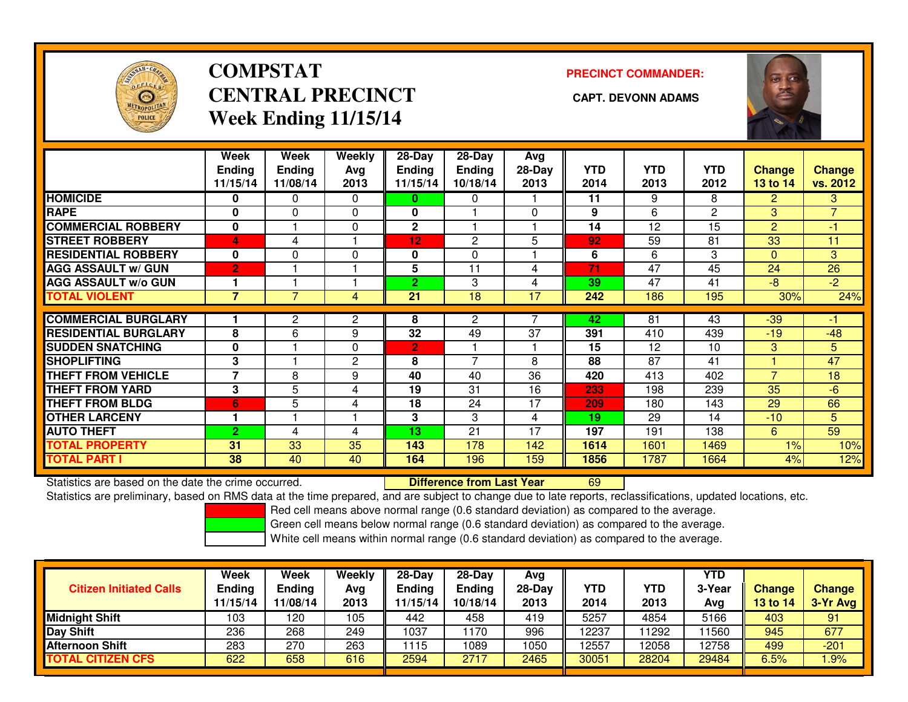# COMPSTAT
# CENTRAL PRECINCT
# Week Ending 11/15/14

**PRECINCT COMMANDER:**

**CAPT. DEVONN ADAMS**

| | Week Ending 11/15/14 | Week Ending 11/08/14 | Weekly Avg 2013 | 28-Day Ending 11/15/14 | 28-Day Ending 10/18/14 | Avg 28-Day 2013 | YTD 2014 | YTD 2013 | YTD 2012 | Change 13 to 14 | Change vs. 2012 |
|---|---|---|---|---|---|---|---|---|---|---|---|
| HOMICIDE | 0 | 0 | 0 | 0 | 0 | 1 | 11 | 9 | 8 | 2 | 3 |
| RAPE | 0 | 0 | 0 | 0 | 1 | 0 | 9 | 6 | 2 | 3 | 7 |
| COMMERCIAL ROBBERY | 0 | 1 | 0 | 2 | 1 | 1 | 14 | 12 | 15 | 2 | -1 |
| STREET ROBBERY | 4 | 4 | 1 | 12 | 2 | 5 | 92 | 59 | 81 | 33 | 11 |
| RESIDENTIAL ROBBERY | 0 | 0 | 0 | 0 | 0 | 1 | 6 | 6 | 3 | 0 | 3 |
| AGG ASSAULT w/ GUN | 2 | 1 | 1 | 5 | 11 | 4 | 71 | 47 | 45 | 24 | 26 |
| AGG ASSAULT w/o GUN | 1 | 1 | 1 | 2 | 3 | 4 | 39 | 47 | 41 | -8 | -2 |
| TOTAL VIOLENT | 7 | 7 | 4 | 21 | 18 | 17 | 242 | 186 | 195 | 30% | 24% |
| COMMERCIAL BURGLARY | 1 | 2 | 2 | 8 | 2 | 7 | 42 | 81 | 43 | -39 | -1 |
| RESIDENTIAL BURGLARY | 8 | 6 | 9 | 32 | 49 | 37 | 391 | 410 | 439 | -19 | -48 |
| SUDDEN SNATCHING | 0 | 1 | 0 | 2 | 1 | 1 | 15 | 12 | 10 | 3 | 5 |
| SHOPLIFTING | 3 | 1 | 2 | 8 | 7 | 8 | 88 | 87 | 41 | 1 | 47 |
| THEFT FROM VEHICLE | 7 | 8 | 9 | 40 | 40 | 36 | 420 | 413 | 402 | 7 | 18 |
| THEFT FROM YARD | 3 | 5 | 4 | 19 | 31 | 16 | 233 | 198 | 239 | 35 | -6 |
| THEFT FROM BLDG | 6 | 5 | 4 | 18 | 24 | 17 | 209 | 180 | 143 | 29 | 66 |
| OTHER LARCENY | 1 | 1 | 1 | 3 | 3 | 4 | 19 | 29 | 14 | -10 | 5 |
| AUTO THEFT | 2 | 4 | 4 | 13 | 21 | 17 | 197 | 191 | 138 | 6 | 59 |
| TOTAL PROPERTY | 31 | 33 | 35 | 143 | 178 | 142 | 1614 | 1601 | 1469 | 1% | 10% |
| TOTAL PART I | 38 | 40 | 40 | 164 | 196 | 159 | 1856 | 1787 | 1664 | 4% | 12% |

Statistics are based on the date the crime occurred. **Difference from Last Year** 69

Statistics are preliminary, based on RMS data at the time prepared, and are subject to change due to late reports, reclassifications, updated locations, etc.

Red cell means above normal range (0.6 standard deviation) as compared to the average.
Green cell means below normal range (0.6 standard deviation) as compared to the average.
White cell means within normal range (0.6 standard deviation) as compared to the average.

| Citizen Initiated Calls | Week Ending 11/15/14 | Week Ending 11/08/14 | Weekly Avg 2013 | 28-Day Ending 11/15/14 | 28-Day Ending 10/18/14 | Avg 28-Day 2013 | YTD 2014 | YTD 2013 | YTD 3-Year Avg | Change 13 to 14 | Change 3-Yr Avg |
|---|---|---|---|---|---|---|---|---|---|---|---|
| Midnight Shift | 103 | 120 | 105 | 442 | 458 | 419 | 5257 | 4854 | 5166 | 403 | 91 |
| Day Shift | 236 | 268 | 249 | 1037 | 1170 | 996 | 12237 | 11292 | 11560 | 945 | 677 |
| Afternoon Shift | 283 | 270 | 263 | 1115 | 1089 | 1050 | 12557 | 12058 | 12758 | 499 | -201 |
| TOTAL CITIZEN CFS | 622 | 658 | 616 | 2594 | 2717 | 2465 | 30051 | 28204 | 29484 | 6.5% | 1.9% |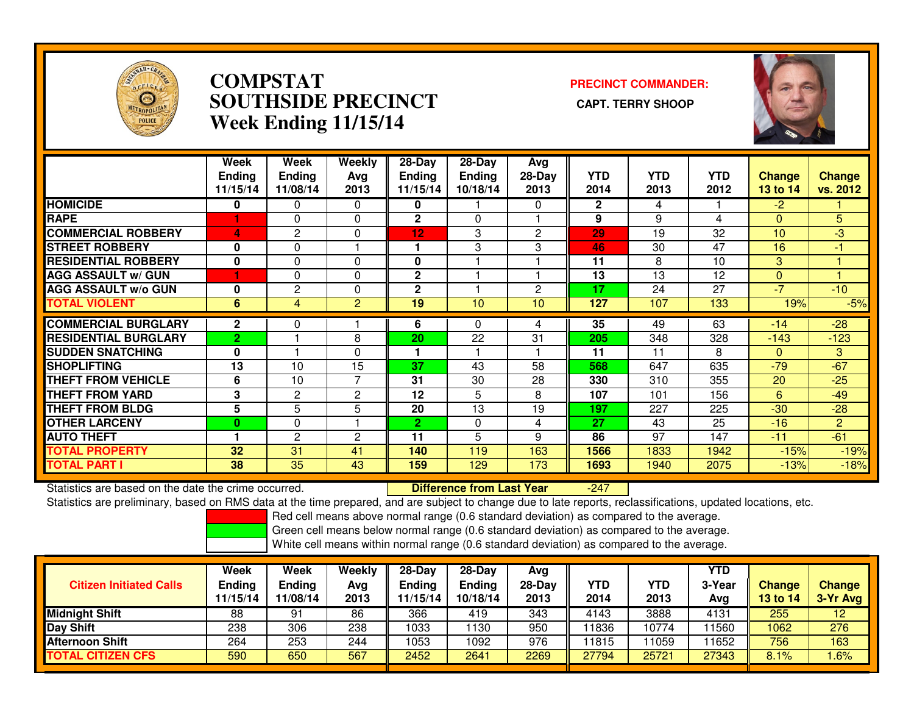# COMPSTAT
# SOUTHSIDE PRECINCT
# Week Ending 11/15/14

**PRECINCT COMMANDER:**

**CAPT. TERRY SHOOP**

| | Week Ending 11/15/14 | Week Ending 11/08/14 | Weekly Avg 2013 | 28-Day Ending 11/15/14 | 28-Day Ending 10/18/14 | Avg 28-Day 2013 | YTD 2014 | YTD 2013 | YTD 2012 | Change 13 to 14 | Change vs. 2012 |
|---|---|---|---|---|---|---|---|---|---|---|---|
| HOMICIDE | 0 | 0 | 0 | 0 | 1 | 0 | 2 | 4 | 1 | -2 | 1 |
| RAPE | 1 | 0 | 0 | 2 | 0 | 1 | 9 | 9 | 4 | 0 | 5 |
| COMMERCIAL ROBBERY | 4 | 2 | 0 | 12 | 3 | 2 | 29 | 19 | 32 | 10 | -3 |
| STREET ROBBERY | 0 | 0 | 1 | 1 | 3 | 3 | 46 | 30 | 47 | 16 | -1 |
| RESIDENTIAL ROBBERY | 0 | 0 | 0 | 0 | 1 | 1 | 11 | 8 | 10 | 3 | 1 |
| AGG ASSAULT w/ GUN | 1 | 0 | 0 | 2 | 1 | 1 | 13 | 13 | 12 | 0 | 1 |
| AGG ASSAULT w/o GUN | 0 | 2 | 0 | 2 | 1 | 2 | 17 | 24 | 27 | -7 | -10 |
| TOTAL VIOLENT | 6 | 4 | 2 | 19 | 10 | 10 | 127 | 107 | 133 | 19% | -5% |
| COMMERCIAL BURGLARY | 2 | 0 | 1 | 6 | 0 | 4 | 35 | 49 | 63 | -14 | -28 |
| RESIDENTIAL BURGLARY | 2 | 1 | 8 | 20 | 22 | 31 | 205 | 348 | 328 | -143 | -123 |
| SUDDEN SNATCHING | 0 | 1 | 0 | 1 | 1 | 1 | 11 | 11 | 8 | 0 | 3 |
| SHOPLIFTING | 13 | 10 | 15 | 37 | 43 | 58 | 568 | 647 | 635 | -79 | -67 |
| THEFT FROM VEHICLE | 6 | 10 | 7 | 31 | 30 | 28 | 330 | 310 | 355 | 20 | -25 |
| THEFT FROM YARD | 3 | 2 | 2 | 12 | 5 | 8 | 107 | 101 | 156 | 6 | -49 |
| THEFT FROM BLDG | 5 | 5 | 5 | 20 | 13 | 19 | 197 | 227 | 225 | -30 | -28 |
| OTHER LARCENY | 0 | 0 | 1 | 2 | 0 | 4 | 27 | 43 | 25 | -16 | 2 |
| AUTO THEFT | 1 | 2 | 2 | 11 | 5 | 9 | 86 | 97 | 147 | -11 | -61 |
| TOTAL PROPERTY | 32 | 31 | 41 | 140 | 119 | 163 | 1566 | 1833 | 1942 | -15% | -19% |
| TOTAL PART I | 38 | 35 | 43 | 159 | 129 | 173 | 1693 | 1940 | 2075 | -13% | -18% |

Statistics are based on the date the crime occurred. **Difference from Last Year** -247

Statistics are preliminary, based on RMS data at the time prepared, and are subject to change due to late reports, reclassifications, updated locations, etc.

Red cell means above normal range (0.6 standard deviation) as compared to the average.
Green cell means below normal range (0.6 standard deviation) as compared to the average.
White cell means within normal range (0.6 standard deviation) as compared to the average.

| Citizen Initiated Calls | Week Ending 11/15/14 | Week Ending 11/08/14 | Weekly Avg 2013 | 28-Day Ending 11/15/14 | 28-Day Ending 10/18/14 | Avg 28-Day 2013 | YTD 2014 | YTD 2013 | YTD 3-Year Avg | Change 13 to 14 | Change 3-Yr Avg |
|---|---|---|---|---|---|---|---|---|---|---|---|
| Midnight Shift | 88 | 91 | 86 | 366 | 419 | 343 | 4143 | 3888 | 4131 | 255 | 12 |
| Day Shift | 238 | 306 | 238 | 1033 | 1130 | 950 | 11836 | 10774 | 11560 | 1062 | 276 |
| Afternoon Shift | 264 | 253 | 244 | 1053 | 1092 | 976 | 11815 | 11059 | 11652 | 756 | 163 |
| TOTAL CITIZEN CFS | 590 | 650 | 567 | 2452 | 2641 | 2269 | 27794 | 25721 | 27343 | 8.1% | 1.6% |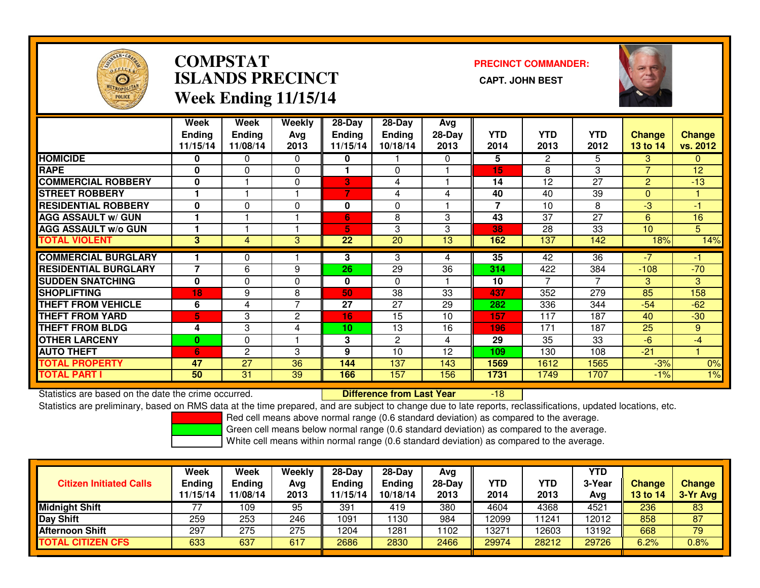# COMPSTAT
# ISLANDS PRECINCT
# Week Ending 11/15/14

**PRECINCT COMMANDER:**

**CAPT. JOHN BEST**

| | Week Ending 11/15/14 | Week Ending 11/08/14 | Weekly Avg 2013 | 28-Day Ending 11/15/14 | 28-Day Ending 10/18/14 | Avg 28-Day 2013 | YTD 2014 | YTD 2013 | YTD 2012 | Change 13 to 14 | Change vs. 2012 |
|---|---|---|---|---|---|---|---|---|---|---|---|
| HOMICIDE | 0 | 0 | 0 | 0 | 1 | 0 | 5 | 2 | 5 | 3 | 0 |
| RAPE | 0 | 0 | 0 | 1 | 0 | 1 | 15 | 8 | 3 | 7 | 12 |
| COMMERCIAL ROBBERY | 0 | 1 | 0 | 3 | 4 | 1 | 14 | 12 | 27 | 2 | -13 |
| STREET ROBBERY | 1 | 1 | 1 | 7 | 4 | 4 | 40 | 40 | 39 | 0 | 1 |
| RESIDENTIAL ROBBERY | 0 | 0 | 0 | 0 | 0 | 1 | 7 | 10 | 8 | -3 | -1 |
| AGG ASSAULT w/ GUN | 1 | 1 | 1 | 6 | 8 | 3 | 43 | 37 | 27 | 6 | 16 |
| AGG ASSAULT w/o GUN | 1 | 1 | 1 | 5 | 3 | 3 | 38 | 28 | 33 | 10 | 5 |
| TOTAL VIOLENT | 3 | 4 | 3 | 22 | 20 | 13 | 162 | 137 | 142 | 18% | 14% |
| COMMERCIAL BURGLARY | 1 | 0 | 1 | 3 | 3 | 4 | 35 | 42 | 36 | -7 | -1 |
| RESIDENTIAL BURGLARY | 7 | 6 | 9 | 26 | 29 | 36 | 314 | 422 | 384 | -108 | -70 |
| SUDDEN SNATCHING | 0 | 0 | 0 | 0 | 0 | 1 | 10 | 7 | 7 | 3 | 3 |
| SHOPLIFTING | 18 | 9 | 8 | 50 | 38 | 33 | 437 | 352 | 279 | 85 | 158 |
| THEFT FROM VEHICLE | 6 | 4 | 7 | 27 | 27 | 29 | 282 | 336 | 344 | -54 | -62 |
| THEFT FROM YARD | 5 | 3 | 2 | 16 | 15 | 10 | 157 | 117 | 187 | 40 | -30 |
| THEFT FROM BLDG | 4 | 3 | 4 | 10 | 13 | 16 | 196 | 171 | 187 | 25 | 9 |
| OTHER LARCENY | 0 | 0 | 1 | 3 | 2 | 4 | 29 | 35 | 33 | -6 | -4 |
| AUTO THEFT | 6 | 2 | 3 | 9 | 10 | 12 | 109 | 130 | 108 | -21 | 1 |
| TOTAL PROPERTY | 47 | 27 | 36 | 144 | 137 | 143 | 1569 | 1612 | 1565 | -3% | 0% |
| TOTAL PART I | 50 | 31 | 39 | 166 | 157 | 156 | 1731 | 1749 | 1707 | -1% | 1% |

Statistics are based on the date the crime occurred. **Difference from Last Year** -18

Statistics are preliminary, based on RMS data at the time prepared, and are subject to change due to late reports, reclassifications, updated locations, etc.

Red cell means above normal range (0.6 standard deviation) as compared to the average.
Green cell means below normal range (0.6 standard deviation) as compared to the average.
White cell means within normal range (0.6 standard deviation) as compared to the average.

| Citizen Initiated Calls | Week Ending 11/15/14 | Week Ending 11/08/14 | Weekly Avg 2013 | 28-Day Ending 11/15/14 | 28-Day Ending 10/18/14 | Avg 28-Day 2013 | YTD 2014 | YTD 2013 | YTD 3-Year Avg | Change 13 to 14 | Change 3-Yr Avg |
|---|---|---|---|---|---|---|---|---|---|---|---|
| Midnight Shift | 77 | 109 | 95 | 391 | 419 | 380 | 4604 | 4368 | 4521 | 236 | 83 |
| Day Shift | 259 | 253 | 246 | 1091 | 1130 | 984 | 12099 | 11241 | 12012 | 858 | 87 |
| Afternoon Shift | 297 | 275 | 275 | 1204 | 1281 | 1102 | 13271 | 12603 | 13192 | 668 | 79 |
| TOTAL CITIZEN CFS | 633 | 637 | 617 | 2686 | 2830 | 2466 | 29974 | 28212 | 29726 | 6.2% | 0.8% |